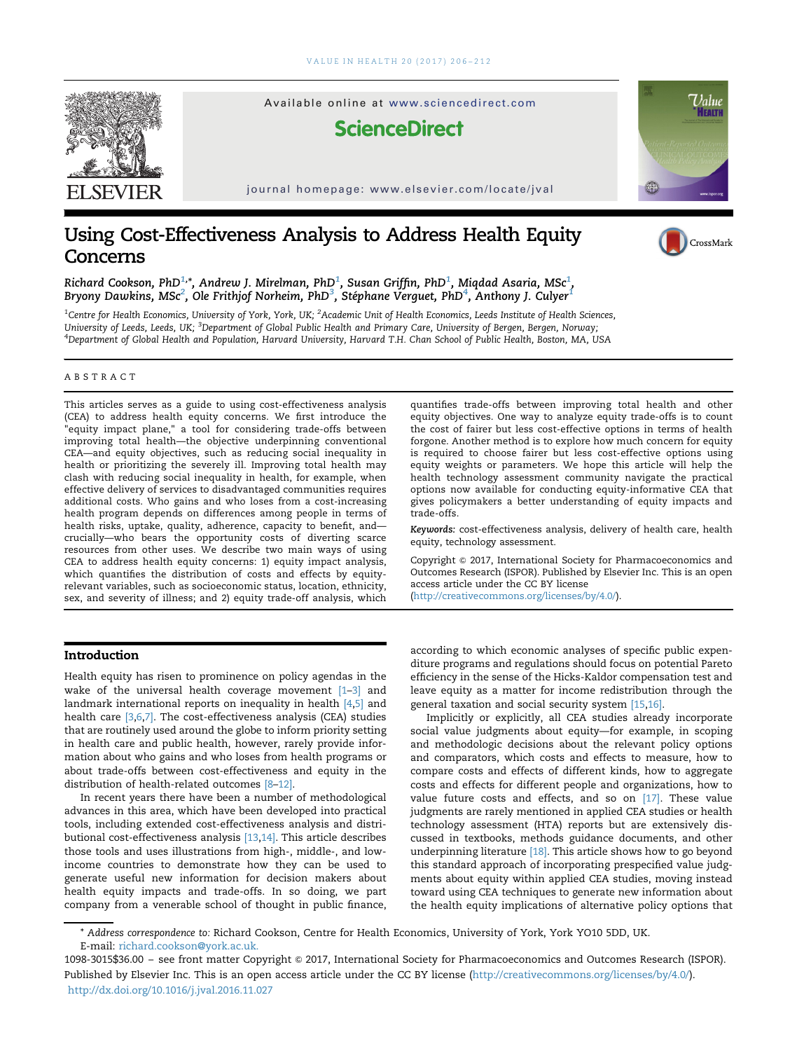# Using Cost-Effectiveness Analysis to Address Health Equity Concerns

Richard Cookson, PhD[1,*], Andrew J. Mirelman, PhD[1], Susan Griffin, PhD[1], Miqdad Asaria, MSc[1], Bryony Dawkins, MSc[2], Ole Frithjof Norheim, PhD[3], Stéphane Verguet, PhD[4], Anthony J. Culyer[1]

[1]Centre for Health Economics, University of York, York, UK; [2]Academic Unit of Health Economics, Leeds Institute of Health Sciences, University of Leeds, Leeds, UK; [3]Department of Global Public Health and Primary Care, University of Bergen, Bergen, Norway; [4]Department of Global Health and Population, Harvard University, Harvard T.H. Chan School of Public Health, Boston, MA, USA

## ABSTRACT

This articles serves as a guide to using cost-effectiveness analysis (CEA) to address health equity concerns. We first introduce the "equity impact plane," a tool for considering trade-offs between improving total health—the objective underpinning conventional CEA—and equity objectives, such as reducing social inequality in health or prioritizing the severely ill. Improving total health may clash with reducing social inequality in health, for example, when effective delivery of services to disadvantaged communities requires additional costs. Who gains and who loses from a cost-increasing health program depends on differences among people in terms of health risks, uptake, quality, adherence, capacity to benefit, and—crucially—who bears the opportunity costs of diverting scarce resources from other uses. We describe two main ways of using CEA to address health equity concerns: 1) equity impact analysis, which quantifies the distribution of costs and effects by equity-relevant variables, such as socioeconomic status, location, ethnicity, sex, and severity of illness; and 2) equity trade-off analysis, which quantifies trade-offs between improving total health and other equity objectives. One way to analyze equity trade-offs is to count the cost of fairer but less cost-effective options in terms of health forgone. Another method is to explore how much concern for equity is required to choose fairer but less cost-effective options using equity weights or parameters. We hope this article will help the health technology assessment community navigate the practical options now available for conducting equity-informative CEA that gives policymakers a better understanding of equity impacts and trade-offs.

*Keywords:* cost-effectiveness analysis, delivery of health care, health equity, technology assessment.

Copyright © 2017, International Society for Pharmacoeconomics and Outcomes Research (ISPOR). Published by Elsevier Inc. This is an open access article under the CC BY license (http://creativecommons.org/licenses/by/4.0/).

## Introduction

Health equity has risen to prominence on policy agendas in the wake of the universal health coverage movement [1–3] and landmark international reports on inequality in health [4,5] and health care [3,6,7]. The cost-effectiveness analysis (CEA) studies that are routinely used around the globe to inform priority setting in health care and public health, however, rarely provide information about who gains and who loses from health programs or about trade-offs between cost-effectiveness and equity in the distribution of health-related outcomes [8–12].

In recent years there have been a number of methodological advances in this area, which have been developed into practical tools, including extended cost-effectiveness analysis and distributional cost-effectiveness analysis [13,14]. This article describes those tools and uses illustrations from high-, middle-, and low-income countries to demonstrate how they can be used to generate useful new information for decision makers about health equity impacts and trade-offs. In so doing, we part company from a venerable school of thought in public finance, according to which economic analyses of specific public expenditure programs and regulations should focus on potential Pareto efficiency in the sense of the Hicks-Kaldor compensation test and leave equity as a matter for income redistribution through the general taxation and social security system [15,16].

Implicitly or explicitly, all CEA studies already incorporate social value judgments about equity—for example, in scoping and methodologic decisions about the relevant policy options and comparators, which costs and effects to measure, how to compare costs and effects of different kinds, how to aggregate costs and effects for different people and organizations, how to value future costs and effects, and so on [17]. These value judgments are rarely mentioned in applied CEA studies or health technology assessment (HTA) reports but are extensively discussed in textbooks, methods guidance documents, and other underpinning literature [18]. This article shows how to go beyond this standard approach of incorporating prespecified value judgments about equity within applied CEA studies, moving instead toward using CEA techniques to generate new information about the health equity implications of alternative policy options that

\* Address correspondence to: Richard Cookson, Centre for Health Economics, University of York, York YO10 5DD, UK.
E-mail: richard.cookson@york.ac.uk.

1098-3015$36.00 – see front matter Copyright © 2017, International Society for Pharmacoeconomics and Outcomes Research (ISPOR). Published by Elsevier Inc. This is an open access article under the CC BY license (http://creativecommons.org/licenses/by/4.0/).
http://dx.doi.org/10.1016/j.jval.2016.11.027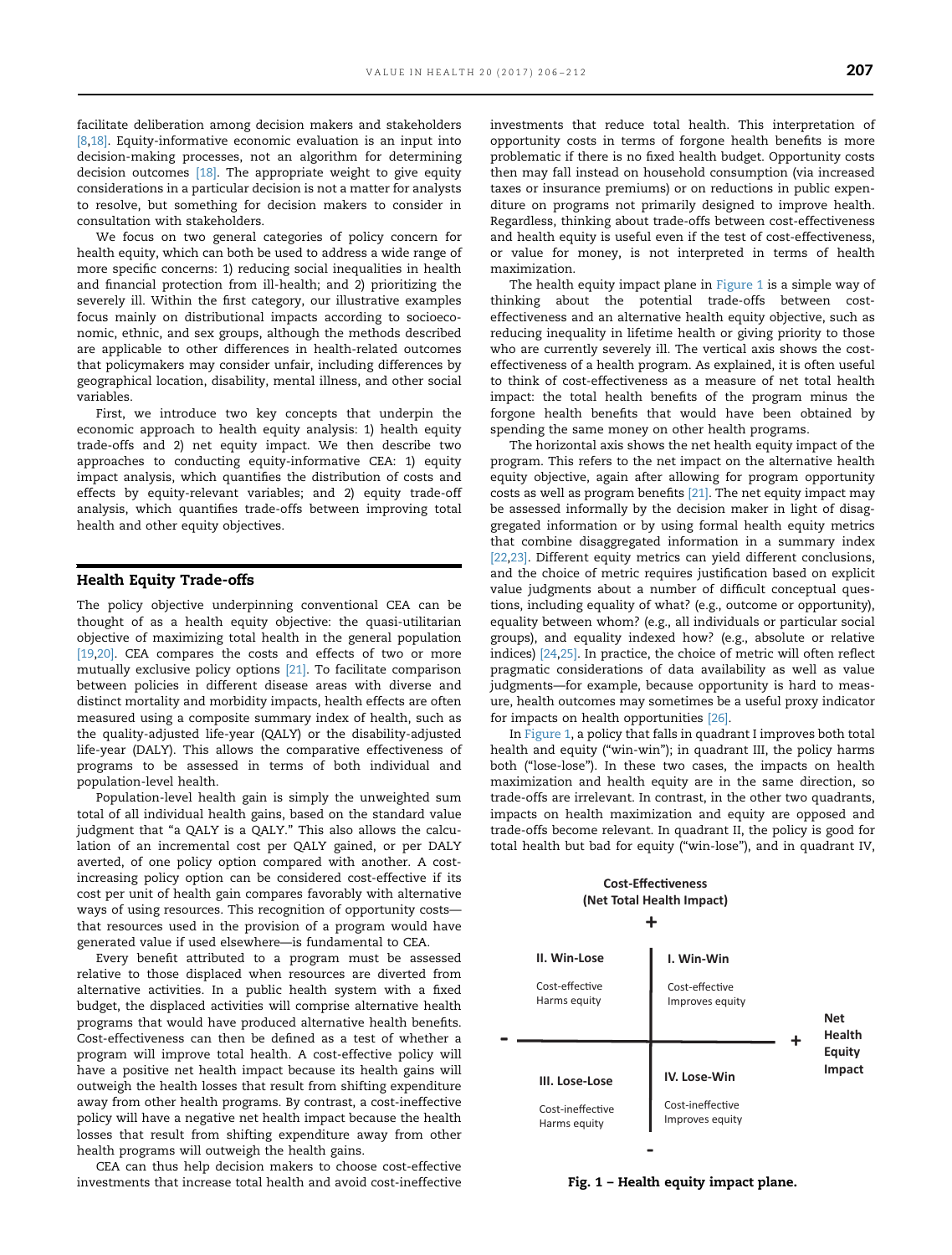facilitate deliberation among decision makers and stakeholders [8,18]. Equity-informative economic evaluation is an input into decision-making processes, not an algorithm for determining decision outcomes [18]. The appropriate weight to give equity considerations in a particular decision is not a matter for analysts to resolve, but something for decision makers to consider in consultation with stakeholders.

We focus on two general categories of policy concern for health equity, which can both be used to address a wide range of more specific concerns: 1) reducing social inequalities in health and financial protection from ill-health; and 2) prioritizing the severely ill. Within the first category, our illustrative examples focus mainly on distributional impacts according to socioeconomic, ethnic, and sex groups, although the methods described are applicable to other differences in health-related outcomes that policymakers may consider unfair, including differences by geographical location, disability, mental illness, and other social variables.

First, we introduce two key concepts that underpin the economic approach to health equity analysis: 1) health equity trade-offs and 2) net equity impact. We then describe two approaches to conducting equity-informative CEA: 1) equity impact analysis, which quantifies the distribution of costs and effects by equity-relevant variables; and 2) equity trade-off analysis, which quantifies trade-offs between improving total health and other equity objectives.

## Health Equity Trade-offs

The policy objective underpinning conventional CEA can be thought of as a health equity objective: the quasi-utilitarian objective of maximizing total health in the general population [19,20]. CEA compares the costs and effects of two or more mutually exclusive policy options [21]. To facilitate comparison between policies in different disease areas with diverse and distinct mortality and morbidity impacts, health effects are often measured using a composite summary index of health, such as the quality-adjusted life-year (QALY) or the disability-adjusted life-year (DALY). This allows the comparative effectiveness of programs to be assessed in terms of both individual and population-level health.

Population-level health gain is simply the unweighted sum total of all individual health gains, based on the standard value judgment that "a QALY is a QALY." This also allows the calculation of an incremental cost per QALY gained, or per DALY averted, of one policy option compared with another. A cost-increasing policy option can be considered cost-effective if its cost per unit of health gain compares favorably with alternative ways of using resources. This recognition of opportunity costs—that resources used in the provision of a program would have generated value if used elsewhere—is fundamental to CEA.

Every benefit attributed to a program must be assessed relative to those displaced when resources are diverted from alternative activities. In a public health system with a fixed budget, the displaced activities will comprise alternative health programs that would have produced alternative health benefits. Cost-effectiveness can then be defined as a test of whether a program will improve total health. A cost-effective policy will have a positive net health impact because its health gains will outweigh the health losses that result from shifting expenditure away from other health programs. By contrast, a cost-ineffective policy will have a negative net health impact because the health losses that result from shifting expenditure away from other health programs will outweigh the health gains.

CEA can thus help decision makers to choose cost-effective investments that increase total health and avoid cost-ineffective investments that reduce total health. This interpretation of opportunity costs in terms of forgone health benefits is more problematic if there is no fixed health budget. Opportunity costs then may fall instead on household consumption (via increased taxes or insurance premiums) or on reductions in public expenditure on programs not primarily designed to improve health. Regardless, thinking about trade-offs between cost-effectiveness and health equity is useful even if the test of cost-effectiveness, or value for money, is not interpreted in terms of health maximization.

The health equity impact plane in Figure 1 is a simple way of thinking about the potential trade-offs between cost-effectiveness and an alternative health equity objective, such as reducing inequality in lifetime health or giving priority to those who are currently severely ill. The vertical axis shows the cost-effectiveness of a health program. As explained, it is often useful to think of cost-effectiveness as a measure of net total health impact: the total health benefits of the program minus the forgone health benefits that would have been obtained by spending the same money on other health programs.

The horizontal axis shows the net health equity impact of the program. This refers to the net impact on the alternative health equity objective, again after allowing for program opportunity costs as well as program benefits [21]. The net equity impact may be assessed informally by the decision maker in light of disaggregated information or by using formal health equity metrics that combine disaggregated information in a summary index [22,23]. Different equity metrics can yield different conclusions, and the choice of metric requires justification based on explicit value judgments about a number of difficult conceptual questions, including equality of what? (e.g., outcome or opportunity), equality between whom? (e.g., all individuals or particular social groups), and equality indexed how? (e.g., absolute or relative indices) [24,25]. In practice, the choice of metric will often reflect pragmatic considerations of data availability as well as value judgments—for example, because opportunity is hard to measure, health outcomes may sometimes be a useful proxy indicator for impacts on health opportunities [26].

In Figure 1, a policy that falls in quadrant I improves both total health and equity ("win-win"); in quadrant III, the policy harms both ("lose-lose"). In these two cases, the impacts on health maximization and health equity are in the same direction, so trade-offs are irrelevant. In contrast, in the other two quadrants, impacts on health maximization and equity are opposed and trade-offs become relevant. In quadrant II, the policy is good for total health but bad for equity ("win-lose"), and in quadrant IV,

**Cost-Effectiveness (Net Total Health Impact)**

| II. Win-Lose | I. Win-Win |
|---|---|
| Cost-effective, Harms equity | Cost-effective, Improves equity |
| **III. Lose-Lose** | **IV. Lose-Win** |
| Cost-ineffective, Harms equity | Cost-ineffective, Improves equity |

Horizontal axis: Net Health Equity Impact (− to +); Vertical axis: Cost-Effectiveness (+ top, − bottom)

**Fig. 1 – Health equity impact plane.**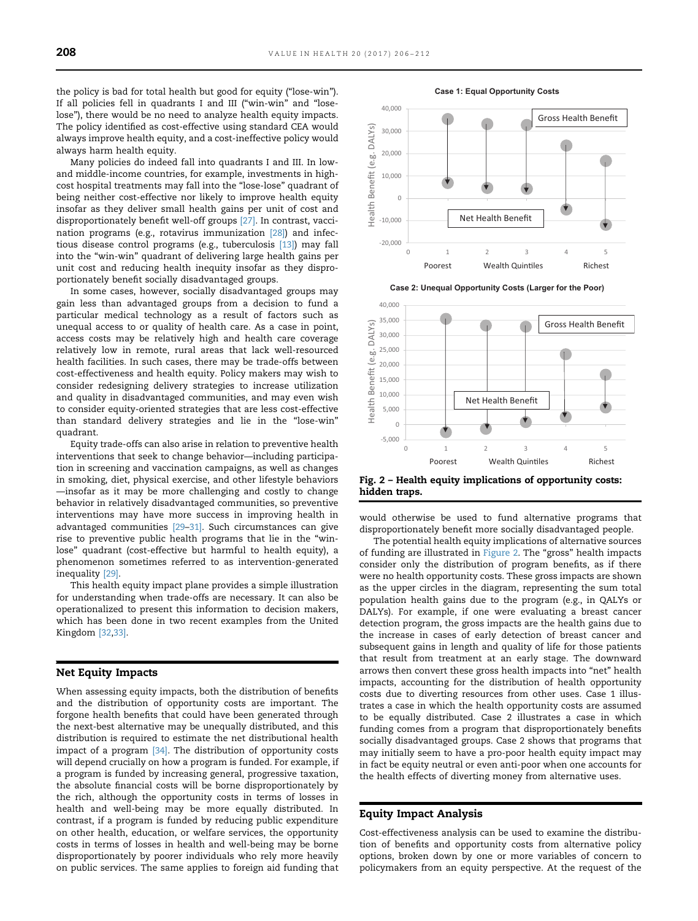the policy is bad for total health but good for equity ("lose-win"). If all policies fell in quadrants I and III ("win-win" and "lose-lose"), there would be no need to analyze health equity impacts. The policy identified as cost-effective using standard CEA would always improve health equity, and a cost-ineffective policy would always harm health equity.

Many policies do indeed fall into quadrants I and III. In low- and middle-income countries, for example, investments in high-cost hospital treatments may fall into the "lose-lose" quadrant of being neither cost-effective nor likely to improve health equity insofar as they deliver small health gains per unit of cost and disproportionately benefit well-off groups [27]. In contrast, vaccination programs (e.g., rotavirus immunization [28]) and infectious disease control programs (e.g., tuberculosis [13]) may fall into the "win-win" quadrant of delivering large health gains per unit cost and reducing health inequity insofar as they disproportionately benefit socially disadvantaged groups.

In some cases, however, socially disadvantaged groups may gain less than advantaged groups from a decision to fund a particular medical technology as a result of factors such as unequal access to or quality of health care. As a case in point, access costs may be relatively high and health care coverage relatively low in remote, rural areas that lack well-resourced health facilities. In such cases, there may be trade-offs between cost-effectiveness and health equity. Policy makers may wish to consider redesigning delivery strategies to increase utilization and quality in disadvantaged communities, and may even wish to consider equity-oriented strategies that are less cost-effective than standard delivery strategies and lie in the "lose-win" quadrant.

Equity trade-offs can also arise in relation to preventive health interventions that seek to change behavior—including participation in screening and vaccination campaigns, as well as changes in smoking, diet, physical exercise, and other lifestyle behaviors—insofar as it may be more challenging and costly to change behavior in relatively disadvantaged communities, so preventive interventions may have more success in improving health in advantaged communities [29–31]. Such circumstances can give rise to preventive public health programs that lie in the "win-lose" quadrant (cost-effective but harmful to health equity), a phenomenon sometimes referred to as intervention-generated inequality [29].

This health equity impact plane provides a simple illustration for understanding when trade-offs are necessary. It can also be operationalized to present this information to decision makers, which has been done in two recent examples from the United Kingdom [32,33].

## Net Equity Impacts

When assessing equity impacts, both the distribution of benefits and the distribution of opportunity costs are important. The forgone health benefits that could have been generated through the next-best alternative may be unequally distributed, and this distribution is required to estimate the net distributional health impact of a program [34]. The distribution of opportunity costs will depend crucially on how a program is funded. For example, if a program is funded by increasing general, progressive taxation, the absolute financial costs will be borne disproportionately by the rich, although the opportunity costs in terms of losses in health and well-being may be more equally distributed. In contrast, if a program is funded by reducing public expenditure on other health, education, or welfare services, the opportunity costs in terms of losses in health and well-being may be borne disproportionately by poorer individuals who rely more heavily on public services. The same applies to foreign aid funding that would otherwise be used to fund alternative programs that disproportionately benefit more socially disadvantaged people.

The potential health equity implications of alternative sources of funding are illustrated in Figure 2. The "gross" health impacts consider only the distribution of program benefits, as if there were no health opportunity costs. These gross impacts are shown as the upper circles in the diagram, representing the sum total population health gains due to the program (e.g., in QALYs or DALYs). For example, if one were evaluating a breast cancer detection program, the gross impacts are the health gains due to the increase in cases of early detection of breast cancer and subsequent gains in length and quality of life for those patients that result from treatment at an early stage. The downward arrows then convert these gross health impacts into "net" health impacts, accounting for the distribution of health opportunity costs due to diverting resources from other uses. Case 1 illustrates a case in which the health opportunity costs are assumed to be equally distributed. Case 2 illustrates a case in which funding comes from a program that disproportionately benefits socially disadvantaged groups. Case 2 shows that programs that may initially seem to have a pro-poor health equity impact may in fact be equity neutral or even anti-poor when one accounts for the health effects of diverting money from alternative uses.

**Fig. 2 – Health equity implications of opportunity costs: hidden traps.**

## Equity Impact Analysis

Cost-effectiveness analysis can be used to examine the distribution of benefits and opportunity costs from alternative policy options, broken down by one or more variables of concern to policymakers from an equity perspective. At the request of the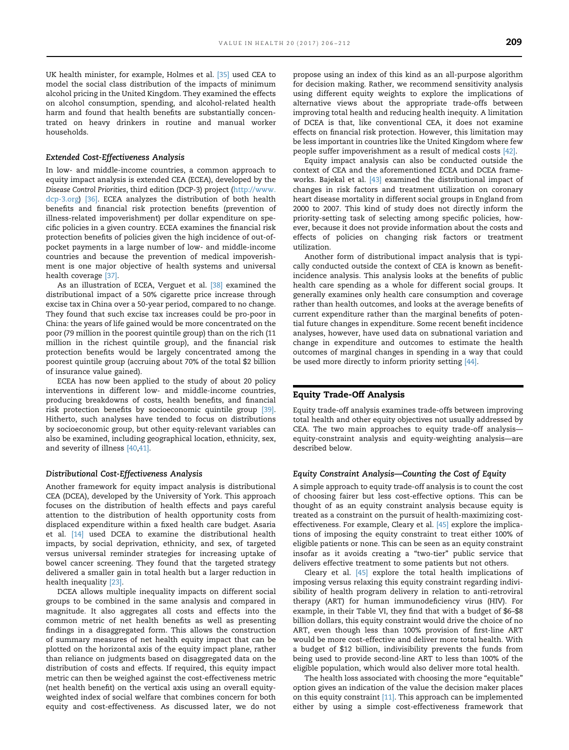UK health minister, for example, Holmes et al. [35] used CEA to model the social class distribution of the impacts of minimum alcohol pricing in the United Kingdom. They examined the effects on alcohol consumption, spending, and alcohol-related health harm and found that health benefits are substantially concentrated on heavy drinkers in routine and manual worker households.

### *Extended Cost-Effectiveness Analysis*

In low- and middle-income countries, a common approach to equity impact analysis is extended CEA (ECEA), developed by the *Disease Control Priorities*, third edition (DCP-3) project (http://www.dcp-3.org) [36]. ECEA analyzes the distribution of both health benefits and financial risk protection benefits (prevention of illness-related impoverishment) per dollar expenditure on specific policies in a given country. ECEA examines the financial risk protection benefits of policies given the high incidence of out-of-pocket payments in a large number of low- and middle-income countries and because the prevention of medical impoverishment is one major objective of health systems and universal health coverage [37].

As an illustration of ECEA, Verguet et al. [38] examined the distributional impact of a 50% cigarette price increase through excise tax in China over a 50-year period, compared to no change. They found that such excise tax increases could be pro-poor in China: the years of life gained would be more concentrated on the poor (79 million in the poorest quintile group) than on the rich (11 million in the richest quintile group), and the financial risk protection benefits would be largely concentrated among the poorest quintile group (accruing about 70% of the total \$2 billion of insurance value gained).

ECEA has now been applied to the study of about 20 policy interventions in different low- and middle-income countries, producing breakdowns of costs, health benefits, and financial risk protection benefits by socioeconomic quintile group [39]. Hitherto, such analyses have tended to focus on distributions by socioeconomic group, but other equity-relevant variables can also be examined, including geographical location, ethnicity, sex, and severity of illness [40,41].

### *Distributional Cost-Effectiveness Analysis*

Another framework for equity impact analysis is distributional CEA (DCEA), developed by the University of York. This approach focuses on the distribution of health effects and pays careful attention to the distribution of health opportunity costs from displaced expenditure within a fixed health care budget. Asaria et al. [14] used DCEA to examine the distributional health impacts, by social deprivation, ethnicity, and sex, of targeted versus universal reminder strategies for increasing uptake of bowel cancer screening. They found that the targeted strategy delivered a smaller gain in total health but a larger reduction in health inequality [23].

DCEA allows multiple inequality impacts on different social groups to be combined in the same analysis and compared in magnitude. It also aggregates all costs and effects into the common metric of net health benefits as well as presenting findings in a disaggregated form. This allows the construction of summary measures of net health equity impact that can be plotted on the horizontal axis of the equity impact plane, rather than reliance on judgments based on disaggregated data on the distribution of costs and effects. If required, this equity impact metric can then be weighed against the cost-effectiveness metric (net health benefit) on the vertical axis using an overall equity-weighted index of social welfare that combines concern for both equity and cost-effectiveness. As discussed later, we do not propose using an index of this kind as an all-purpose algorithm for decision making. Rather, we recommend sensitivity analysis using different equity weights to explore the implications of alternative views about the appropriate trade-offs between improving total health and reducing health inequity. A limitation of DCEA is that, like conventional CEA, it does not examine effects on financial risk protection. However, this limitation may be less important in countries like the United Kingdom where few people suffer impoverishment as a result of medical costs [42].

Equity impact analysis can also be conducted outside the context of CEA and the aforementioned ECEA and DCEA frameworks. Bajekal et al. [43] examined the distributional impact of changes in risk factors and treatment utilization on coronary heart disease mortality in different social groups in England from 2000 to 2007. This kind of study does not directly inform the priority-setting task of selecting among specific policies, however, because it does not provide information about the costs and effects of policies on changing risk factors or treatment utilization.

Another form of distributional impact analysis that is typically conducted outside the context of CEA is known as benefit-incidence analysis. This analysis looks at the benefits of public health care spending as a whole for different social groups. It generally examines only health care consumption and coverage rather than health outcomes, and looks at the average benefits of current expenditure rather than the marginal benefits of potential future changes in expenditure. Some recent benefit incidence analyses, however, have used data on subnational variation and change in expenditure and outcomes to estimate the health outcomes of marginal changes in spending in a way that could be used more directly to inform priority setting [44].

## Equity Trade-Off Analysis

Equity trade-off analysis examines trade-offs between improving total health and other equity objectives not usually addressed by CEA. The two main approaches to equity trade-off analysis—equity-constraint analysis and equity-weighting analysis—are described below.

### *Equity Constraint Analysis—Counting the Cost of Equity*

A simple approach to equity trade-off analysis is to count the cost of choosing fairer but less cost-effective options. This can be thought of as an equity constraint analysis because equity is treated as a constraint on the pursuit of health-maximizing cost-effectiveness. For example, Cleary et al. [45] explore the implications of imposing the equity constraint to treat either 100% of eligible patients or none. This can be seen as an equity constraint insofar as it avoids creating a "two-tier" public service that delivers effective treatment to some patients but not others.

Cleary et al. [45] explore the total health implications of imposing versus relaxing this equity constraint regarding indivisibility of health program delivery in relation to anti-retroviral therapy (ART) for human immunodeficiency virus (HIV). For example, in their Table VI, they find that with a budget of \$6–\$8 billion dollars, this equity constraint would drive the choice of no ART, even though less than 100% provision of first-line ART would be more cost-effective and deliver more total health. With a budget of \$12 billion, indivisibility prevents the funds from being used to provide second-line ART to less than 100% of the eligible population, which would also deliver more total health.

The health loss associated with choosing the more "equitable" option gives an indication of the value the decision maker places on this equity constraint [11]. This approach can be implemented either by using a simple cost-effectiveness framework that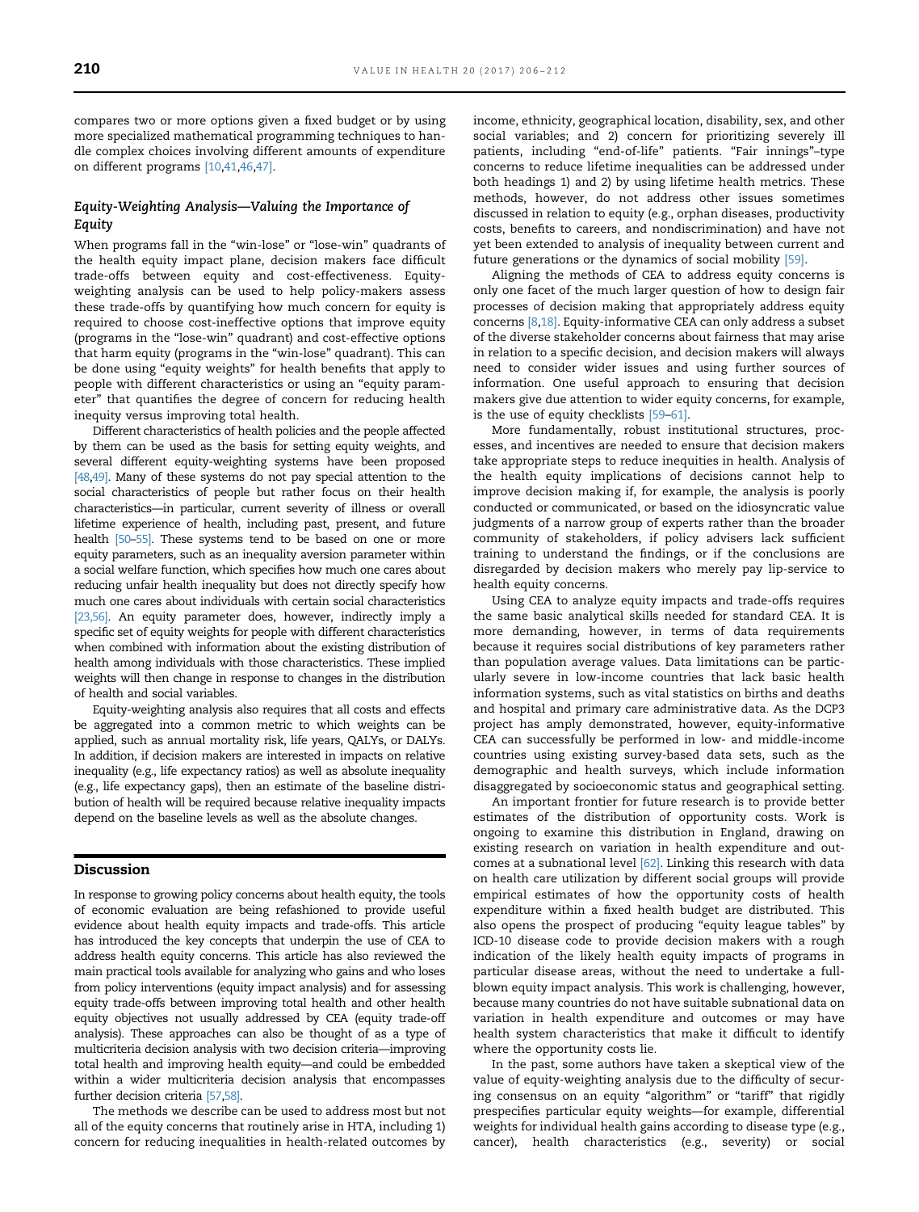compares two or more options given a fixed budget or by using more specialized mathematical programming techniques to handle complex choices involving different amounts of expenditure on different programs [10,41,46,47].

### Equity-Weighting Analysis—Valuing the Importance of Equity

When programs fall in the "win-lose" or "lose-win" quadrants of the health equity impact plane, decision makers face difficult trade-offs between equity and cost-effectiveness. Equity-weighting analysis can be used to help policy-makers assess these trade-offs by quantifying how much concern for equity is required to choose cost-ineffective options that improve equity (programs in the "lose-win" quadrant) and cost-effective options that harm equity (programs in the "win-lose" quadrant). This can be done using "equity weights" for health benefits that apply to people with different characteristics or using an "equity parameter" that quantifies the degree of concern for reducing health inequity versus improving total health.

Different characteristics of health policies and the people affected by them can be used as the basis for setting equity weights, and several different equity-weighting systems have been proposed [48,49]. Many of these systems do not pay special attention to the social characteristics of people but rather focus on their health characteristics—in particular, current severity of illness or overall lifetime experience of health, including past, present, and future health [50–55]. These systems tend to be based on one or more equity parameters, such as an inequality aversion parameter within a social welfare function, which specifies how much one cares about reducing unfair health inequality but does not directly specify how much one cares about individuals with certain social characteristics [23,56]. An equity parameter does, however, indirectly imply a specific set of equity weights for people with different characteristics when combined with information about the existing distribution of health among individuals with those characteristics. These implied weights will then change in response to changes in the distribution of health and social variables.

Equity-weighting analysis also requires that all costs and effects be aggregated into a common metric to which weights can be applied, such as annual mortality risk, life years, QALYs, or DALYs. In addition, if decision makers are interested in impacts on relative inequality (e.g., life expectancy ratios) as well as absolute inequality (e.g., life expectancy gaps), then an estimate of the baseline distribution of health will be required because relative inequality impacts depend on the baseline levels as well as the absolute changes.

## Discussion

In response to growing policy concerns about health equity, the tools of economic evaluation are being refashioned to provide useful evidence about health equity impacts and trade-offs. This article has introduced the key concepts that underpin the use of CEA to address health equity concerns. This article has also reviewed the main practical tools available for analyzing who gains and who loses from policy interventions (equity impact analysis) and for assessing equity trade-offs between improving total health and other health equity objectives not usually addressed by CEA (equity trade-off analysis). These approaches can also be thought of as a type of multicriteria decision analysis with two decision criteria—improving total health and improving health equity—and could be embedded within a wider multicriteria decision analysis that encompasses further decision criteria [57,58].

The methods we describe can be used to address most but not all of the equity concerns that routinely arise in HTA, including 1) concern for reducing inequalities in health-related outcomes by income, ethnicity, geographical location, disability, sex, and other social variables; and 2) concern for prioritizing severely ill patients, including "end-of-life" patients. "Fair innings"–type concerns to reduce lifetime inequalities can be addressed under both headings 1) and 2) by using lifetime health metrics. These methods, however, do not address other issues sometimes discussed in relation to equity (e.g., orphan diseases, productivity costs, benefits to careers, and nondiscrimination) and have not yet been extended to analysis of inequality between current and future generations or the dynamics of social mobility [59].

Aligning the methods of CEA to address equity concerns is only one facet of the much larger question of how to design fair processes of decision making that appropriately address equity concerns [8,18]. Equity-informative CEA can only address a subset of the diverse stakeholder concerns about fairness that may arise in relation to a specific decision, and decision makers will always need to consider wider issues and using further sources of information. One useful approach to ensuring that decision makers give due attention to wider equity concerns, for example, is the use of equity checklists [59–61].

More fundamentally, robust institutional structures, processes, and incentives are needed to ensure that decision makers take appropriate steps to reduce inequities in health. Analysis of the health equity implications of decisions cannot help to improve decision making if, for example, the analysis is poorly conducted or communicated, or based on the idiosyncratic value judgments of a narrow group of experts rather than the broader community of stakeholders, if policy advisers lack sufficient training to understand the findings, or if the conclusions are disregarded by decision makers who merely pay lip-service to health equity concerns.

Using CEA to analyze equity impacts and trade-offs requires the same basic analytical skills needed for standard CEA. It is more demanding, however, in terms of data requirements because it requires social distributions of key parameters rather than population average values. Data limitations can be particularly severe in low-income countries that lack basic health information systems, such as vital statistics on births and deaths and hospital and primary care administrative data. As the DCP3 project has amply demonstrated, however, equity-informative CEA can successfully be performed in low- and middle-income countries using existing survey-based data sets, such as the demographic and health surveys, which include information disaggregated by socioeconomic status and geographical setting.

An important frontier for future research is to provide better estimates of the distribution of opportunity costs. Work is ongoing to examine this distribution in England, drawing on existing research on variation in health expenditure and outcomes at a subnational level [62]. Linking this research with data on health care utilization by different social groups will provide empirical estimates of how the opportunity costs of health expenditure within a fixed health budget are distributed. This also opens the prospect of producing "equity league tables" by ICD-10 disease code to provide decision makers with a rough indication of the likely health equity impacts of programs in particular disease areas, without the need to undertake a full-blown equity impact analysis. This work is challenging, however, because many countries do not have suitable subnational data on variation in health expenditure and outcomes or may have health system characteristics that make it difficult to identify where the opportunity costs lie.

In the past, some authors have taken a skeptical view of the value of equity-weighting analysis due to the difficulty of securing consensus on an equity "algorithm" or "tariff" that rigidly prespecifies particular equity weights—for example, differential weights for individual health gains according to disease type (e.g., cancer), health characteristics (e.g., severity) or social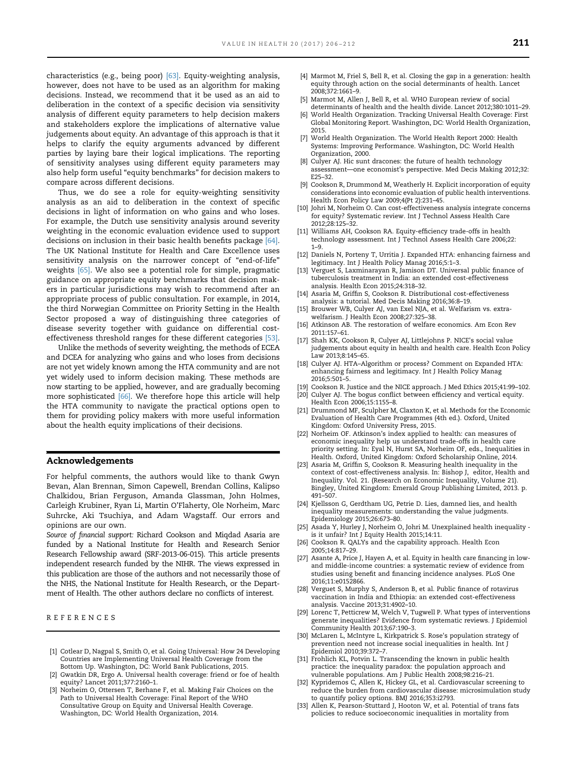characteristics (e.g., being poor) [63]. Equity-weighting analysis, however, does not have to be used as an algorithm for making decisions. Instead, we recommend that it be used as an aid to deliberation in the context of a specific decision via sensitivity analysis of different equity parameters to help decision makers and stakeholders explore the implications of alternative value judgements about equity. An advantage of this approach is that it helps to clarify the equity arguments advanced by different parties by laying bare their logical implications. The reporting of sensitivity analyses using different equity parameters may also help form useful "equity benchmarks" for decision makers to compare across different decisions.

Thus, we do see a role for equity-weighting sensitivity analysis as an aid to deliberation in the context of specific decisions in light of information on who gains and who loses. For example, the Dutch use sensitivity analysis around severity weighting in the economic evaluation evidence used to support decisions on inclusion in their basic health benefits package [64]. The UK National Institute for Health and Care Excellence uses sensitivity analysis on the narrower concept of "end-of-life" weights [65]. We also see a potential role for simple, pragmatic guidance on appropriate equity benchmarks that decision makers in particular jurisdictions may wish to recommend after an appropriate process of public consultation. For example, in 2014, the third Norwegian Committee on Priority Setting in the Health Sector proposed a way of distinguishing three categories of disease severity together with guidance on differential cost-effectiveness threshold ranges for these different categories [53].

Unlike the methods of severity weighting, the methods of ECEA and DCEA for analyzing who gains and who loses from decisions are not yet widely known among the HTA community and are not yet widely used to inform decision making. These methods are now starting to be applied, however, and are gradually becoming more sophisticated [66]. We therefore hope this article will help the HTA community to navigate the practical options open to them for providing policy makers with more useful information about the health equity implications of their decisions.

## Acknowledgements

For helpful comments, the authors would like to thank Gwyn Bevan, Alan Brennan, Simon Capewell, Brendan Collins, Kalipso Chalkidou, Brian Ferguson, Amanda Glassman, John Holmes, Carleigh Krubiner, Ryan Li, Martin O'Flaherty, Ole Norheim, Marc Suhrcke, Aki Tsuchiya, and Adam Wagstaff. Our errors and opinions are our own.

*Source of financial support:* Richard Cookson and Miqdad Asaria are funded by a National Institute for Health and Research Senior Research Fellowship award (SRF-2013-06-015). This article presents independent research funded by the NIHR. The views expressed in this publication are those of the authors and not necessarily those of the NHS, the National Institute for Health Research, or the Department of Health. The other authors declare no conflicts of interest.

## REFERENCES

[1] Cotlear D, Nagpal S, Smith O, et al. Going Universal: How 24 Developing Countries are Implementing Universal Health Coverage from the Bottom Up. Washington, DC: World Bank Publications, 2015.

[2] Gwatkin DR, Ergo A. Universal health coverage: friend or foe of health equity? Lancet 2011;377:2160–1.

[3] Norheim O, Ottersen T, Berhane F, et al. Making Fair Choices on the Path to Universal Health Coverage: Final Report of the WHO Consultative Group on Equity and Universal Health Coverage. Washington, DC: World Health Organization, 2014.

[4] Marmot M, Friel S, Bell R, et al. Closing the gap in a generation: health equity through action on the social determinants of health. Lancet 2008;372:1661–9.

[5] Marmot M, Allen J, Bell R, et al. WHO European review of social determinants of health and the health divide. Lancet 2012;380:1011–29.

[6] World Health Organization. Tracking Universal Health Coverage: First Global Monitoring Report. Washington, DC: World Health Organization, 2015.

[7] World Health Organization. The World Health Report 2000: Health Systems: Improving Performance. Washington, DC: World Health Organization, 2000.

[8] Culyer AJ. Hic sunt dracones: the future of health technology assessment—one economist's perspective. Med Decis Making 2012;32: E25–32.

[9] Cookson R, Drummond M, Weatherly H. Explicit incorporation of equity considerations into economic evaluation of public health interventions. Health Econ Policy Law 2009;4(Pt 2):231–45.

[10] Johri M, Norheim O. Can cost-effectiveness analysis integrate concerns for equity? Systematic review. Int J Technol Assess Health Care 2012;28:125–32.

[11] Williams AH, Cookson RA. Equity-efficiency trade-offs in health technology assessment. Int J Technol Assess Health Care 2006;22: 1–9.

[12] Daniels N, Porteny T, Urritia J. Expanded HTA: enhancing fairness and legitimacy. Int J Health Policy Manag 2016;5:1–3.

[13] Verguet S, Laxminarayan R, Jamison DT. Universal public finance of tuberculosis treatment in India: an extended cost-effectiveness analysis. Health Econ 2015;24:318–32.

[14] Asaria M, Griffin S, Cookson R. Distributional cost-effectiveness analysis: a tutorial. Med Decis Making 2016;36:8–19.

[15] Brouwer WB, Culyer AJ, van Exel NJA, et al. Welfarism vs. extra-welfarism. J Health Econ 2008;27:325–38.

[16] Atkinson AB. The restoration of welfare economics. Am Econ Rev 2011:157–61.

[17] Shah KK, Cookson R, Culyer AJ, Littlejohns P. NICE's social value judgements about equity in health and health care. Health Econ Policy Law 2013;8:145–65.

[18] Culyer AJ. HTA–Algorithm or process? Comment on Expanded HTA: enhancing fairness and legitimacy. Int J Health Policy Manag 2016;5:501–5.

[19] Cookson R. Justice and the NICE approach. J Med Ethics 2015;41:99–102.

[20] Culyer AJ. The bogus conflict between efficiency and vertical equity. Health Econ 2006;15:1155–8.

[21] Drummond MF, Sculpher M, Claxton K, et al. Methods for the Economic Evaluation of Health Care Programmes (4th ed.). Oxford, United Kingdom: Oxford University Press, 2015.

[22] Norheim OF. Atkinson's index applied to health: can measures of economic inequality help us understand trade-offs in health care priority setting. In: Eyal N, Hurst SA, Norheim OF, eds., Inequalities in Health. Oxford, United Kingdom: Oxford Scholarship Online, 2014.

[23] Asaria M, Griffin S, Cookson R. Measuring health inequality in the context of cost-effectiveness analysis. In: Bishop J, editor, Health and Inequality. Vol. 21. (Research on Economic Inequality, Volume 21). Bingley, United Kingdom: Emerald Group Publishing Limited, 2013. p. 491–507.

[24] Kjellsson G, Gerdtham UG, Petrie D. Lies, damned lies, and health inequality measurements: understanding the value judgments. Epidemiology 2015;26:673–80.

[25] Asada Y, Hurley J, Norheim O, Johri M. Unexplained health inequality - is it unfair? Int J Equity Health 2015;14:11.

[26] Cookson R. QALYs and the capability approach. Health Econ 2005;14:817–29.

[27] Asante A, Price J, Hayen A, et al. Equity in health care financing in low- and middle-income countries: a systematic review of evidence from studies using benefit and financing incidence analyses. PLoS One 2016;11:e0152866.

[28] Verguet S, Murphy S, Anderson B, et al. Public finance of rotavirus vaccination in India and Ethiopia: an extended cost-effectiveness analysis. Vaccine 2013;31:4902–10.

[29] Lorenc T, Petticrew M, Welch V, Tugwell P. What types of interventions generate inequalities? Evidence from systematic reviews. J Epidemiol Community Health 2013;67:190–3.

[30] McLaren L, McIntyre L, Kirkpatrick S. Rose's population strategy of prevention need not increase social inequalities in health. Int J Epidemiol 2010;39:372–7.

[31] Frohlich KL, Potvin L. Transcending the known in public health practice: the inequality paradox: the population approach and vulnerable populations. Am J Public Health 2008;98:216–21.

[32] Kypridemos C, Allen K, Hickey GL, et al. Cardiovascular screening to reduce the burden from cardiovascular disease: microsimulation study to quantify policy options. BMJ 2016;353:i2793.

[33] Allen K, Pearson-Stuttard J, Hooton W, et al. Potential of trans fats policies to reduce socioeconomic inequalities in mortality from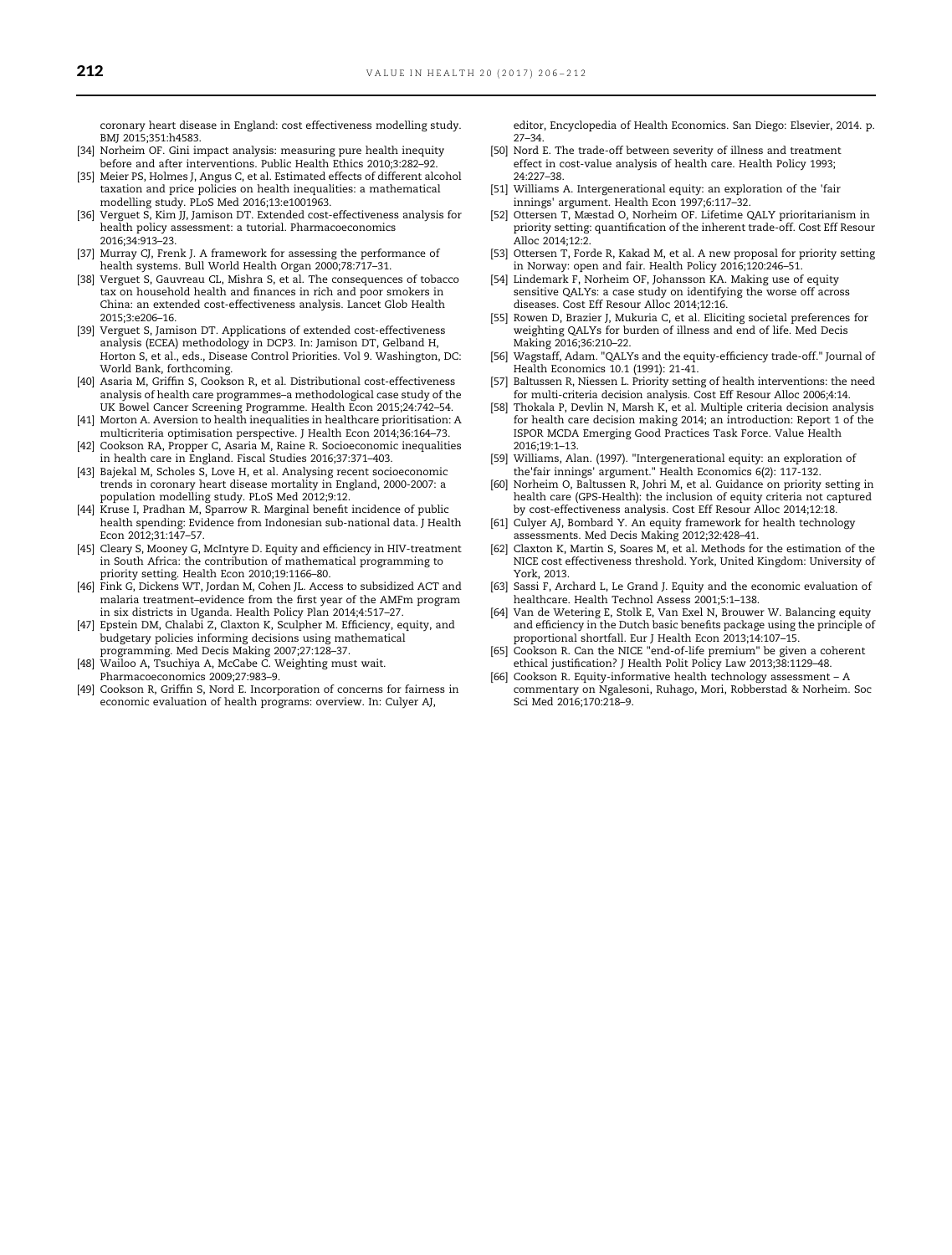coronary heart disease in England: cost effectiveness modelling study. BMJ 2015;351:h4583.

[34] Norheim OF. Gini impact analysis: measuring pure health inequity before and after interventions. Public Health Ethics 2010;3:282–92.

[35] Meier PS, Holmes J, Angus C, et al. Estimated effects of different alcohol taxation and price policies on health inequalities: a mathematical modelling study. PLoS Med 2016;13:e1001963.

[36] Verguet S, Kim JJ, Jamison DT. Extended cost-effectiveness analysis for health policy assessment: a tutorial. Pharmacoeconomics 2016;34:913–23.

[37] Murray CJ, Frenk J. A framework for assessing the performance of health systems. Bull World Health Organ 2000;78:717–31.

[38] Verguet S, Gauvreau CL, Mishra S, et al. The consequences of tobacco tax on household health and finances in rich and poor smokers in China: an extended cost-effectiveness analysis. Lancet Glob Health 2015;3:e206–16.

[39] Verguet S, Jamison DT. Applications of extended cost-effectiveness analysis (ECEA) methodology in DCP3. In: Jamison DT, Gelband H, Horton S, et al., eds., Disease Control Priorities. Vol 9. Washington, DC: World Bank, forthcoming.

[40] Asaria M, Griffin S, Cookson R, et al. Distributional cost-effectiveness analysis of health care programmes–a methodological case study of the UK Bowel Cancer Screening Programme. Health Econ 2015;24:742–54.

[41] Morton A. Aversion to health inequalities in healthcare prioritisation: A multicriteria optimisation perspective. J Health Econ 2014;36:164–73.

[42] Cookson RA, Propper C, Asaria M, Raine R. Socioeconomic inequalities in health care in England. Fiscal Studies 2016;37:371–403.

[43] Bajekal M, Scholes S, Love H, et al. Analysing recent socioeconomic trends in coronary heart disease mortality in England, 2000-2007: a population modelling study. PLoS Med 2012;9:12.

[44] Kruse I, Pradhan M, Sparrow R. Marginal benefit incidence of public health spending: Evidence from Indonesian sub-national data. J Health Econ 2012;31:147–57.

[45] Cleary S, Mooney G, McIntyre D. Equity and efficiency in HIV-treatment in South Africa: the contribution of mathematical programming to priority setting. Health Econ 2010;19:1166–80.

[46] Fink G, Dickens WT, Jordan M, Cohen JL. Access to subsidized ACT and malaria treatment–evidence from the first year of the AMFm program in six districts in Uganda. Health Policy Plan 2014;4:517–27.

[47] Epstein DM, Chalabi Z, Claxton K, Sculpher M. Efficiency, equity, and budgetary policies informing decisions using mathematical programming. Med Decis Making 2007;27:128–37.

[48] Wailoo A, Tsuchiya A, McCabe C. Weighting must wait. Pharmacoeconomics 2009;27:983–9.

[49] Cookson R, Griffin S, Nord E. Incorporation of concerns for fairness in economic evaluation of health programs: overview. In: Culyer AJ, editor, Encyclopedia of Health Economics. San Diego: Elsevier, 2014. p. 27–34.

[50] Nord E. The trade-off between severity of illness and treatment effect in cost-value analysis of health care. Health Policy 1993; 24:227–38.

[51] Williams A. Intergenerational equity: an exploration of the 'fair innings' argument. Health Econ 1997;6:117–32.

[52] Ottersen T, Mæstad O, Norheim OF. Lifetime QALY prioritarianism in priority setting: quantification of the inherent trade-off. Cost Eff Resour Alloc 2014;12:2.

[53] Ottersen T, Forde R, Kakad M, et al. A new proposal for priority setting in Norway: open and fair. Health Policy 2016;120:246–51.

[54] Lindemark F, Norheim OF, Johansson KA. Making use of equity sensitive QALYs: a case study on identifying the worse off across diseases. Cost Eff Resour Alloc 2014;12:16.

[55] Rowen D, Brazier J, Mukuria C, et al. Eliciting societal preferences for weighting QALYs for burden of illness and end of life. Med Decis Making 2016;36:210–22.

[56] Wagstaff, Adam. "QALYs and the equity-efficiency trade-off." Journal of Health Economics 10.1 (1991): 21-41.

[57] Baltussen R, Niessen L. Priority setting of health interventions: the need for multi-criteria decision analysis. Cost Eff Resour Alloc 2006;4:14.

[58] Thokala P, Devlin N, Marsh K, et al. Multiple criteria decision analysis for health care decision making 2014; an introduction: Report 1 of the ISPOR MCDA Emerging Good Practices Task Force. Value Health 2016;19:1–13.

[59] Williams, Alan. (1997). "Intergenerational equity: an exploration of the'fair innings' argument." Health Economics 6(2): 117-132.

[60] Norheim O, Baltussen R, Johri M, et al. Guidance on priority setting in health care (GPS-Health): the inclusion of equity criteria not captured by cost-effectiveness analysis. Cost Eff Resour Alloc 2014;12:18.

[61] Culyer AJ, Bombard Y. An equity framework for health technology assessments. Med Decis Making 2012;32:428–41.

[62] Claxton K, Martin S, Soares M, et al. Methods for the estimation of the NICE cost effectiveness threshold. York, United Kingdom: University of York, 2013.

[63] Sassi F, Archard L, Le Grand J. Equity and the economic evaluation of healthcare. Health Technol Assess 2001;5:1–138.

[64] Van de Wetering E, Stolk E, Van Exel N, Brouwer W. Balancing equity and efficiency in the Dutch basic benefits package using the principle of proportional shortfall. Eur J Health Econ 2013;14:107–15.

[65] Cookson R. Can the NICE "end-of-life premium" be given a coherent ethical justification? J Health Polit Policy Law 2013;38:1129–48.

[66] Cookson R. Equity-informative health technology assessment – A commentary on Ngalesoni, Ruhago, Mori, Robberstad & Norheim. Soc Sci Med 2016;170:218–9.